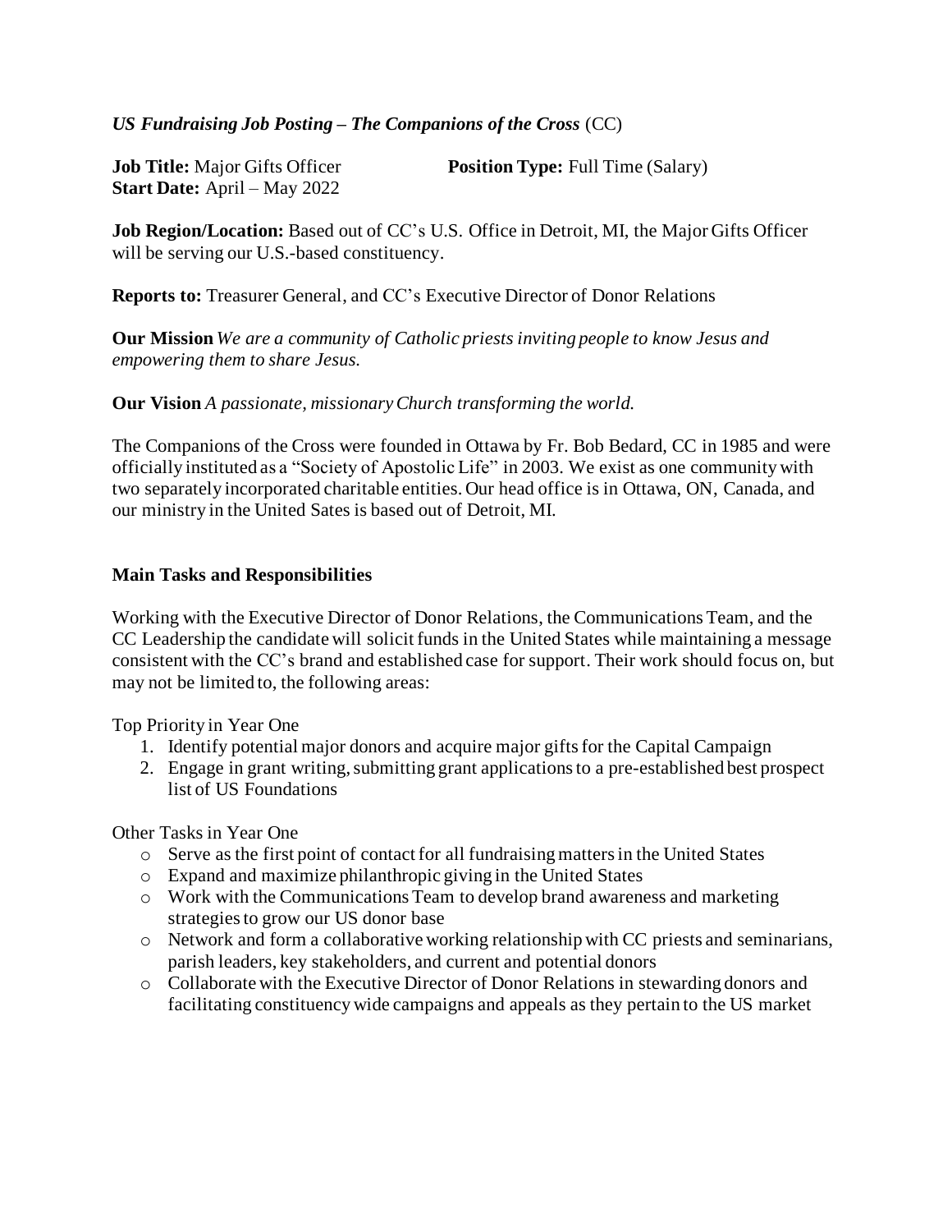*US Fundraising Job Posting – The Companions of the Cross* (CC)

**Job Title:** Major Gifts Officer **Position Type:** Full Time (Salary)
**Start Date:** April – May 2022

**Job Region/Location:** Based out of CC's U.S. Office in Detroit, MI, the Major Gifts Officer will be serving our U.S.-based constituency.

**Reports to:** Treasurer General, and CC's Executive Director of Donor Relations

**Our Mission** *We are a community of Catholic priests inviting people to know Jesus and empowering them to share Jesus.*

**Our Vision** *A passionate, missionary Church transforming the world.*

The Companions of the Cross were founded in Ottawa by Fr. Bob Bedard, CC in 1985 and were officially instituted as a "Society of Apostolic Life" in 2003. We exist as one community with two separately incorporated charitable entities. Our head office is in Ottawa, ON, Canada, and our ministry in the United Sates is based out of Detroit, MI.

**Main Tasks and Responsibilities**

Working with the Executive Director of Donor Relations, the Communications Team, and the CC Leadership the candidate will solicit funds in the United States while maintaining a message consistent with the CC's brand and established case for support. Their work should focus on, but may not be limited to, the following areas:

Top Priority in Year One

1. Identify potential major donors and acquire major gifts for the Capital Campaign
2. Engage in grant writing, submitting grant applications to a pre-established best prospect list of US Foundations

Other Tasks in Year One

- Serve as the first point of contact for all fundraising matters in the United States
- Expand and maximize philanthropic giving in the United States
- Work with the Communications Team to develop brand awareness and marketing strategies to grow our US donor base
- Network and form a collaborative working relationship with CC priests and seminarians, parish leaders, key stakeholders, and current and potential donors
- Collaborate with the Executive Director of Donor Relations in stewarding donors and facilitating constituency wide campaigns and appeals as they pertain to the US market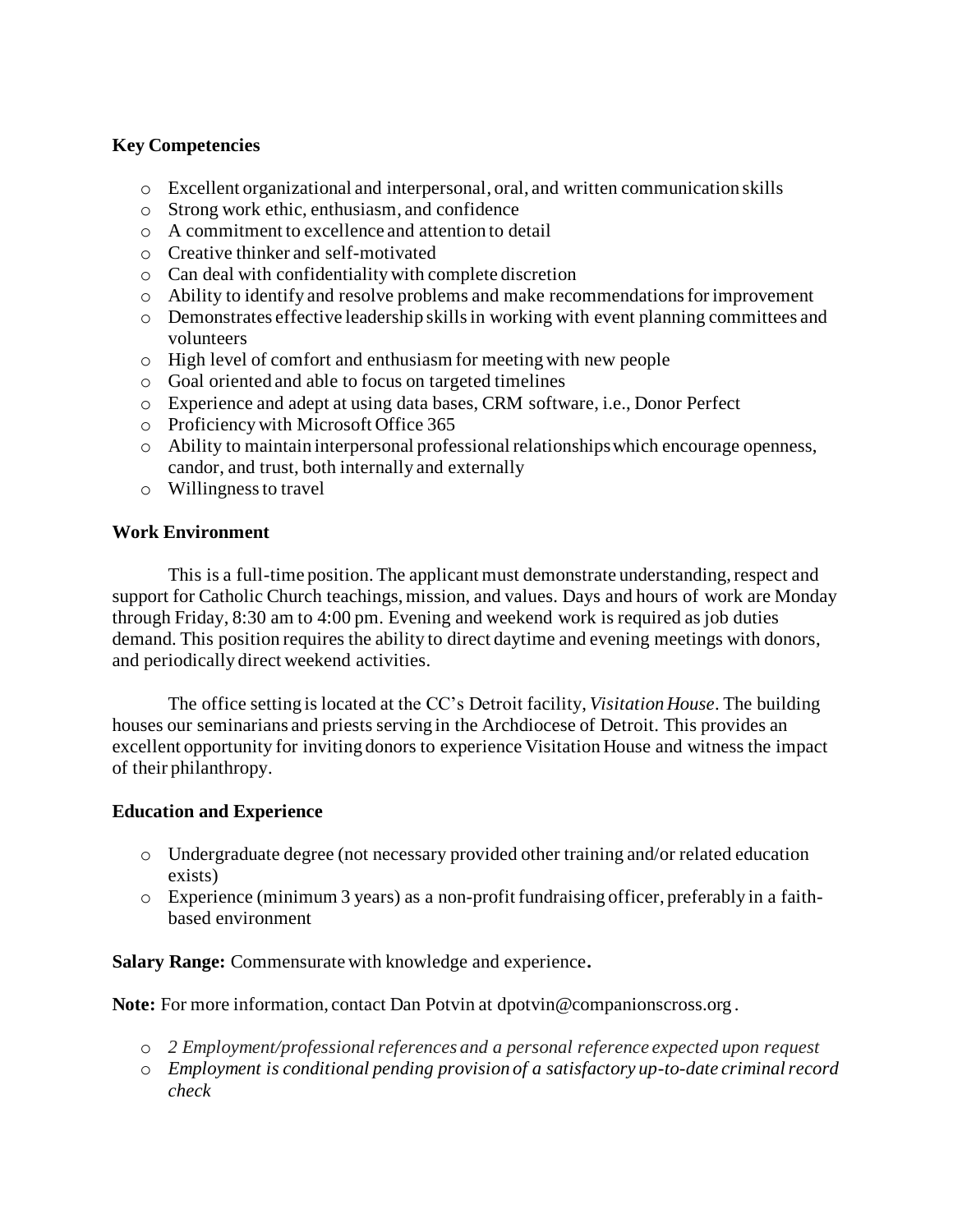**Key Competencies**

- Excellent organizational and interpersonal, oral, and written communication skills
- Strong work ethic, enthusiasm, and confidence
- A commitment to excellence and attention to detail
- Creative thinker and self-motivated
- Can deal with confidentiality with complete discretion
- Ability to identify and resolve problems and make recommendations for improvement
- Demonstrates effective leadership skills in working with event planning committees and volunteers
- High level of comfort and enthusiasm for meeting with new people
- Goal oriented and able to focus on targeted timelines
- Experience and adept at using data bases, CRM software, i.e., Donor Perfect
- Proficiency with Microsoft Office 365
- Ability to maintain interpersonal professional relationships which encourage openness, candor, and trust, both internally and externally
- Willingness to travel

**Work Environment**

This is a full-time position. The applicant must demonstrate understanding, respect and support for Catholic Church teachings, mission, and values. Days and hours of work are Monday through Friday, 8:30 am to 4:00 pm. Evening and weekend work is required as job duties demand. This position requires the ability to direct daytime and evening meetings with donors, and periodically direct weekend activities.

The office setting is located at the CC's Detroit facility, *Visitation House*. The building houses our seminarians and priests serving in the Archdiocese of Detroit. This provides an excellent opportunity for inviting donors to experience Visitation House and witness the impact of their philanthropy.

**Education and Experience**

- Undergraduate degree (not necessary provided other training and/or related education exists)
- Experience (minimum 3 years) as a non-profit fundraising officer, preferably in a faith-based environment

**Salary Range:** Commensurate with knowledge and experience**.**

**Note:** For more information, contact Dan Potvin at dpotvin@companionscross.org .

- *2 Employment/professional references and a personal reference expected upon request*
- *Employment is conditional pending provision of a satisfactory up-to-date criminal record check*